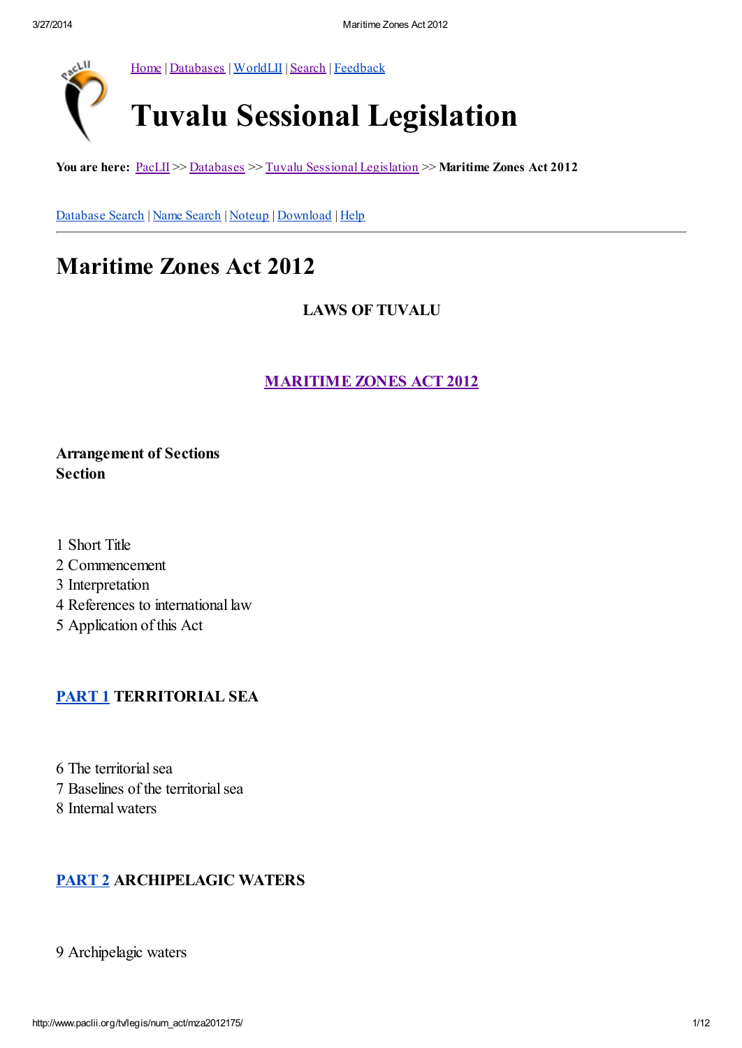Home | Databases | WorldLII | Search | Feedback

# Tuvalu Sessional Legislation

**You are here:** PacLII >> Databases >> Tuvalu Sessional Legislation >> **Maritime Zones Act 2012**

Database Search | Name Search | Noteup | Download | Help

# Maritime Zones Act 2012

**LAWS OF TUVALU**

**MARITIME ZONES ACT 2012**

**Arrangement of Sections**
**Section**

1 Short Title
2 Commencement
3 Interpretation
4 References to international law
5 Application of this Act

## PART 1 TERRITORIAL SEA

6 The territorial sea
7 Baselines of the territorial sea
8 Internal waters

## PART 2 ARCHIPELAGIC WATERS

9 Archipelagic waters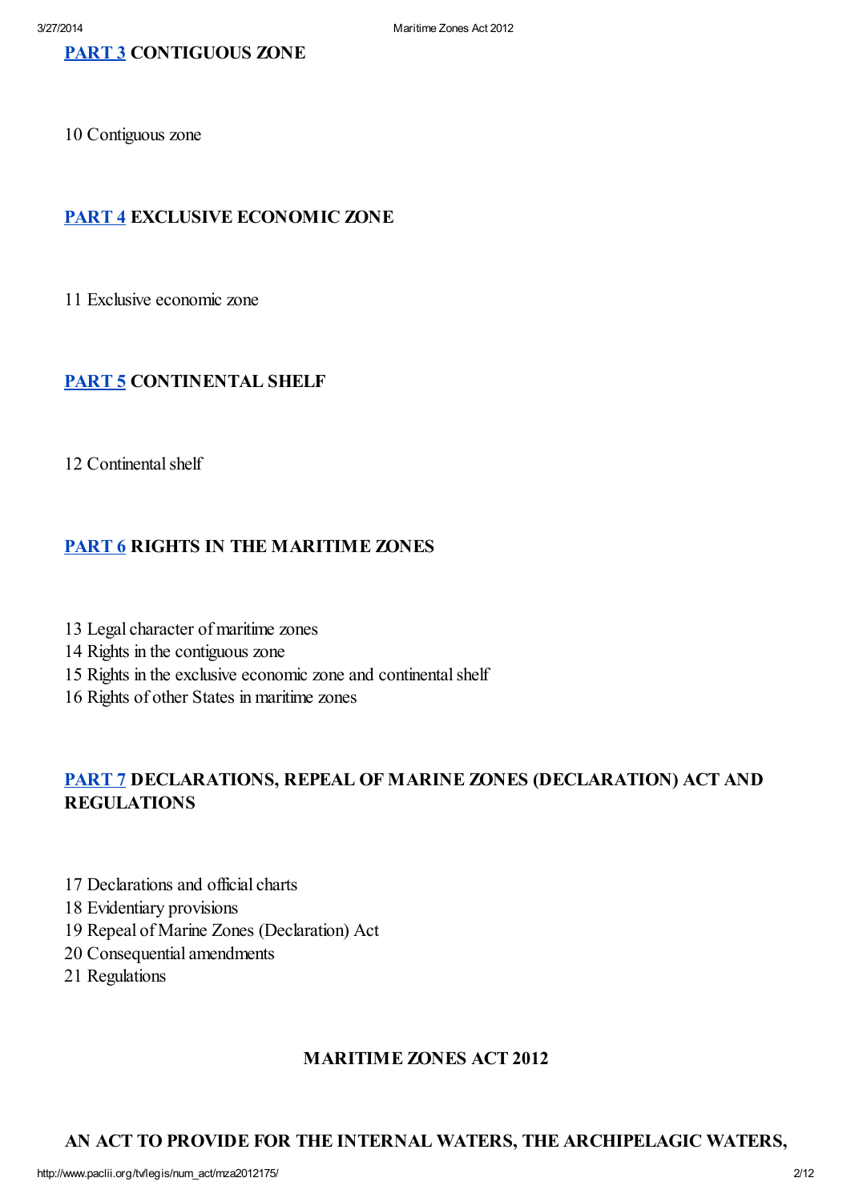**PART 3 CONTIGUOUS ZONE**

10 Contiguous zone

**PART 4 EXCLUSIVE ECONOMIC ZONE**

11 Exclusive economic zone

**PART 5 CONTINENTAL SHELF**

12 Continental shelf

**PART 6 RIGHTS IN THE MARITIME ZONES**

13 Legal character of maritime zones
14 Rights in the contiguous zone
15 Rights in the exclusive economic zone and continental shelf
16 Rights of other States in maritime zones

**PART 7 DECLARATIONS, REPEAL OF MARINE ZONES (DECLARATION) ACT AND REGULATIONS**

17 Declarations and official charts
18 Evidentiary provisions
19 Repeal of Marine Zones (Declaration) Act
20 Consequential amendments
21 Regulations

## MARITIME ZONES ACT 2012

**AN ACT TO PROVIDE FOR THE INTERNAL WATERS, THE ARCHIPELAGIC WATERS,**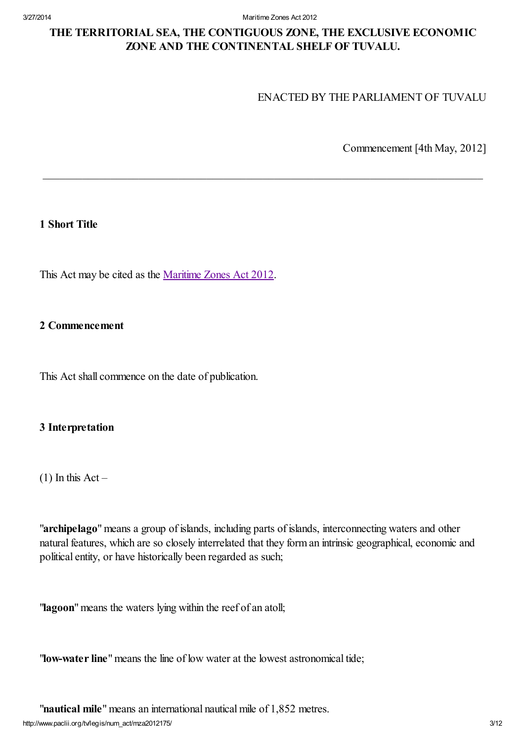# THE TERRITORIAL SEA, THE CONTIGUOUS ZONE, THE EXCLUSIVE ECONOMIC ZONE AND THE CONTINENTAL SHELF OF TUVALU.

ENACTED BY THE PARLIAMENT OF TUVALU

Commencement [4th May, 2012]

---

## 1 Short Title

This Act may be cited as the Maritime Zones Act 2012.

## 2 Commencement

This Act shall commence on the date of publication.

## 3 Interpretation

(1) In this Act –

"**archipelago**" means a group of islands, including parts of islands, interconnecting waters and other natural features, which are so closely interrelated that they form an intrinsic geographical, economic and political entity, or have historically been regarded as such;

"**lagoon**" means the waters lying within the reef of an atoll;

"**low-water line**" means the line of low water at the lowest astronomical tide;

"**nautical mile**" means an international nautical mile of 1,852 metres.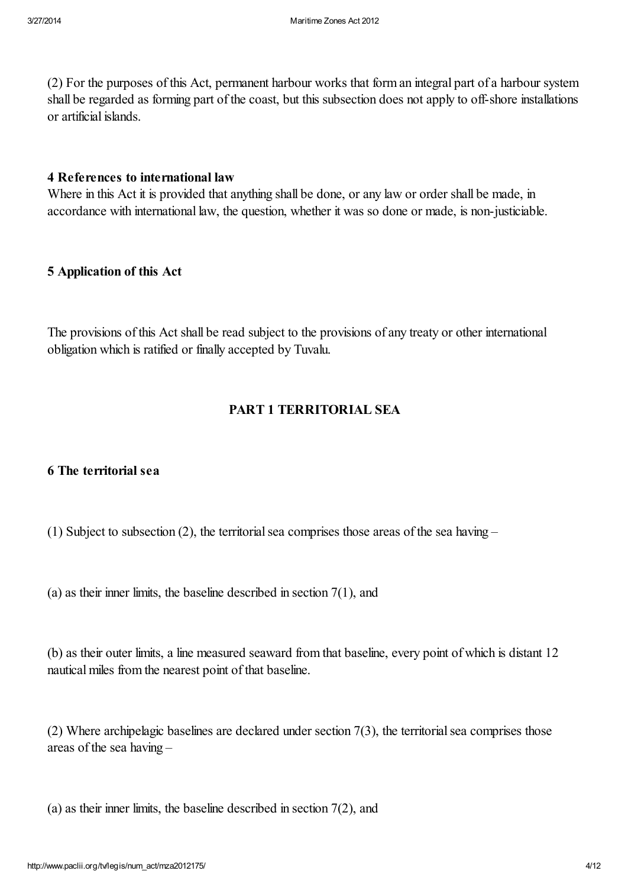(2) For the purposes of this Act, permanent harbour works that form an integral part of a harbour system shall be regarded as forming part of the coast, but this subsection does not apply to off-shore installations or artificial islands.

### 4 References to international law

Where in this Act it is provided that anything shall be done, or any law or order shall be made, in accordance with international law, the question, whether it was so done or made, is non-justiciable.

### 5 Application of this Act

The provisions of this Act shall be read subject to the provisions of any treaty or other international obligation which is ratified or finally accepted by Tuvalu.

## PART 1 TERRITORIAL SEA

### 6 The territorial sea

(1) Subject to subsection (2), the territorial sea comprises those areas of the sea having –

(a) as their inner limits, the baseline described in section 7(1), and

(b) as their outer limits, a line measured seaward from that baseline, every point of which is distant 12 nautical miles from the nearest point of that baseline.

(2) Where archipelagic baselines are declared under section 7(3), the territorial sea comprises those areas of the sea having –

(a) as their inner limits, the baseline described in section 7(2), and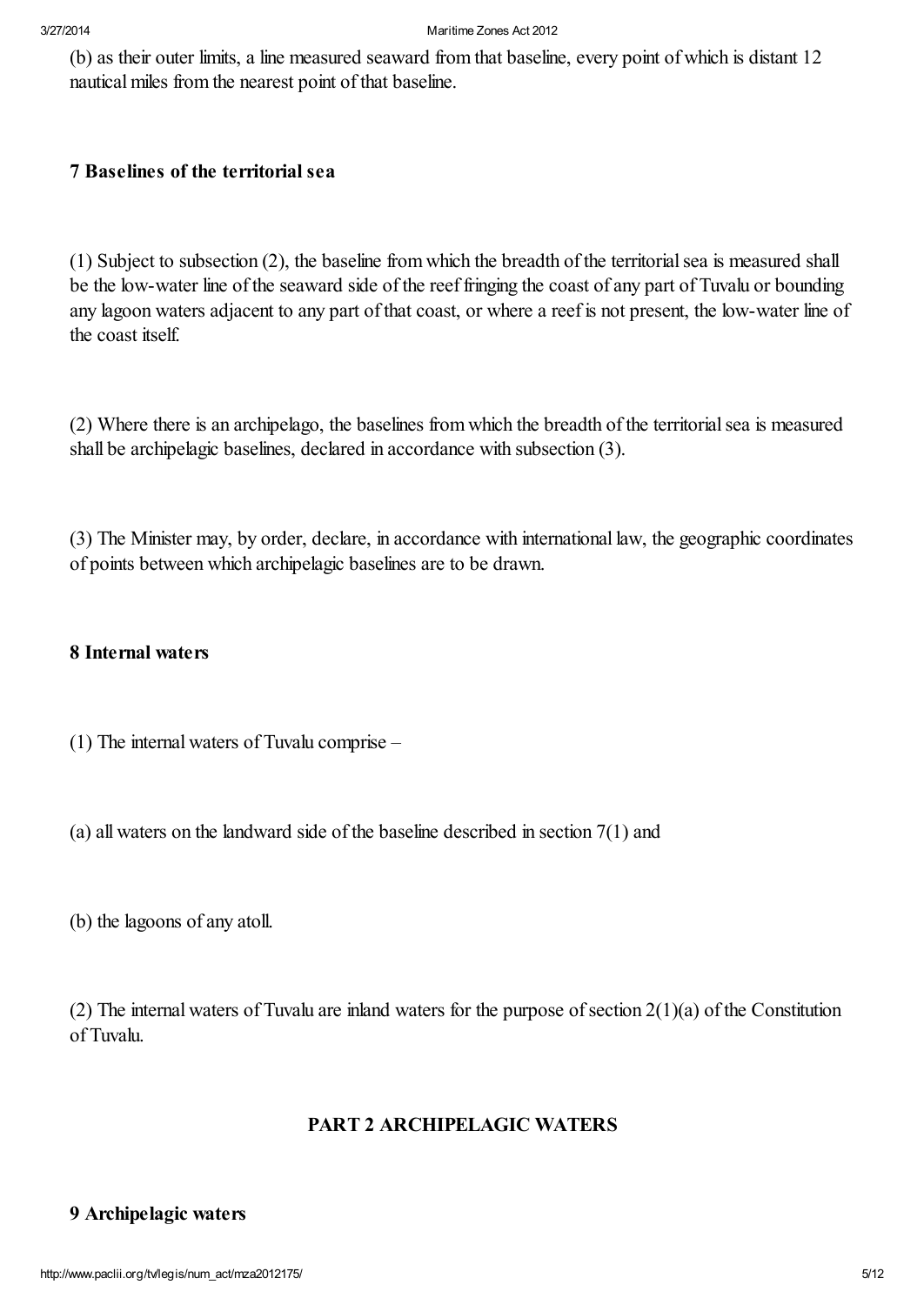(b) as their outer limits, a line measured seaward from that baseline, every point of which is distant 12 nautical miles from the nearest point of that baseline.

### 7 Baselines of the territorial sea

(1) Subject to subsection (2), the baseline from which the breadth of the territorial sea is measured shall be the low-water line of the seaward side of the reef fringing the coast of any part of Tuvalu or bounding any lagoon waters adjacent to any part of that coast, or where a reef is not present, the low-water line of the coast itself.

(2) Where there is an archipelago, the baselines from which the breadth of the territorial sea is measured shall be archipelagic baselines, declared in accordance with subsection (3).

(3) The Minister may, by order, declare, in accordance with international law, the geographic coordinates of points between which archipelagic baselines are to be drawn.

### 8 Internal waters

(1) The internal waters of Tuvalu comprise –

(a) all waters on the landward side of the baseline described in section 7(1) and

(b) the lagoons of any atoll.

(2) The internal waters of Tuvalu are inland waters for the purpose of section 2(1)(a) of the Constitution of Tuvalu.

## PART 2 ARCHIPELAGIC WATERS

### 9 Archipelagic waters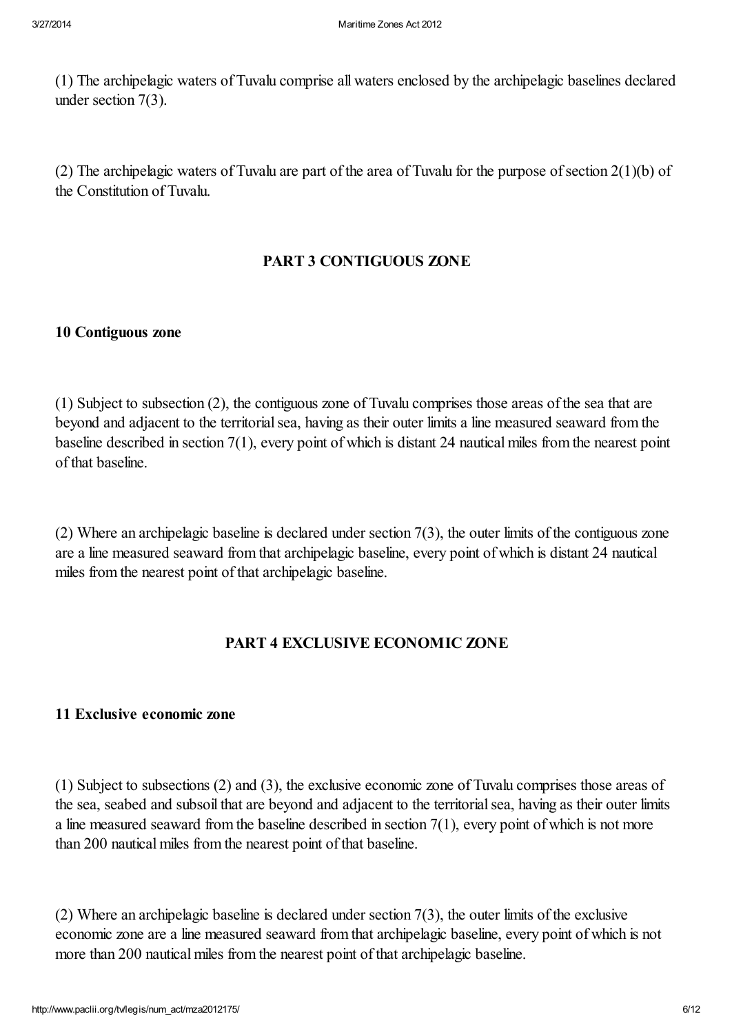(1) The archipelagic waters of Tuvalu comprise all waters enclosed by the archipelagic baselines declared under section 7(3).

(2) The archipelagic waters of Tuvalu are part of the area of Tuvalu for the purpose of section 2(1)(b) of the Constitution of Tuvalu.

## PART 3 CONTIGUOUS ZONE

### 10 Contiguous zone

(1) Subject to subsection (2), the contiguous zone of Tuvalu comprises those areas of the sea that are beyond and adjacent to the territorial sea, having as their outer limits a line measured seaward from the baseline described in section 7(1), every point of which is distant 24 nautical miles from the nearest point of that baseline.

(2) Where an archipelagic baseline is declared under section 7(3), the outer limits of the contiguous zone are a line measured seaward from that archipelagic baseline, every point of which is distant 24 nautical miles from the nearest point of that archipelagic baseline.

## PART 4 EXCLUSIVE ECONOMIC ZONE

### 11 Exclusive economic zone

(1) Subject to subsections (2) and (3), the exclusive economic zone of Tuvalu comprises those areas of the sea, seabed and subsoil that are beyond and adjacent to the territorial sea, having as their outer limits a line measured seaward from the baseline described in section 7(1), every point of which is not more than 200 nautical miles from the nearest point of that baseline.

(2) Where an archipelagic baseline is declared under section 7(3), the outer limits of the exclusive economic zone are a line measured seaward from that archipelagic baseline, every point of which is not more than 200 nautical miles from the nearest point of that archipelagic baseline.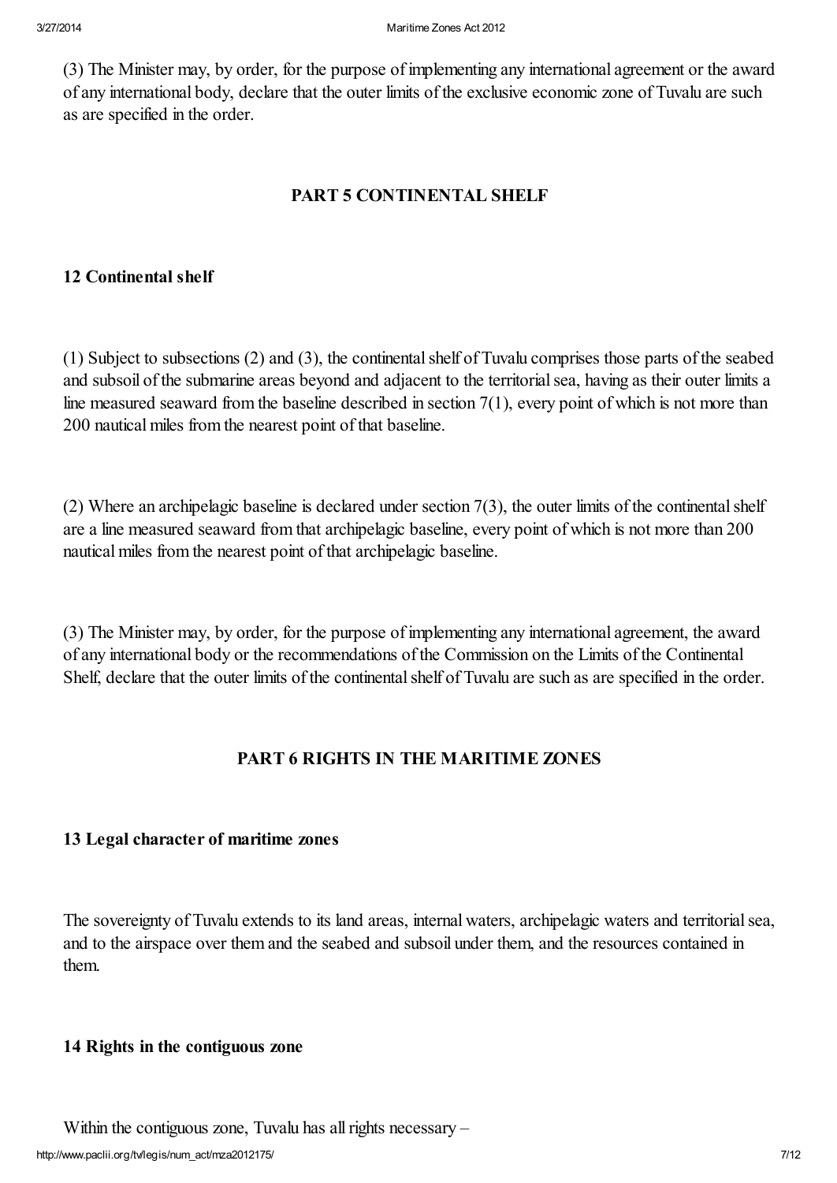(3) The Minister may, by order, for the purpose of implementing any international agreement or the award of any international body, declare that the outer limits of the exclusive economic zone of Tuvalu are such as are specified in the order.

## PART 5 CONTINENTAL SHELF

### 12 Continental shelf

(1) Subject to subsections (2) and (3), the continental shelf of Tuvalu comprises those parts of the seabed and subsoil of the submarine areas beyond and adjacent to the territorial sea, having as their outer limits a line measured seaward from the baseline described in section 7(1), every point of which is not more than 200 nautical miles from the nearest point of that baseline.

(2) Where an archipelagic baseline is declared under section 7(3), the outer limits of the continental shelf are a line measured seaward from that archipelagic baseline, every point of which is not more than 200 nautical miles from the nearest point of that archipelagic baseline.

(3) The Minister may, by order, for the purpose of implementing any international agreement, the award of any international body or the recommendations of the Commission on the Limits of the Continental Shelf, declare that the outer limits of the continental shelf of Tuvalu are such as are specified in the order.

## PART 6 RIGHTS IN THE MARITIME ZONES

### 13 Legal character of maritime zones

The sovereignty of Tuvalu extends to its land areas, internal waters, archipelagic waters and territorial sea, and to the airspace over them and the seabed and subsoil under them, and the resources contained in them.

### 14 Rights in the contiguous zone

Within the contiguous zone, Tuvalu has all rights necessary –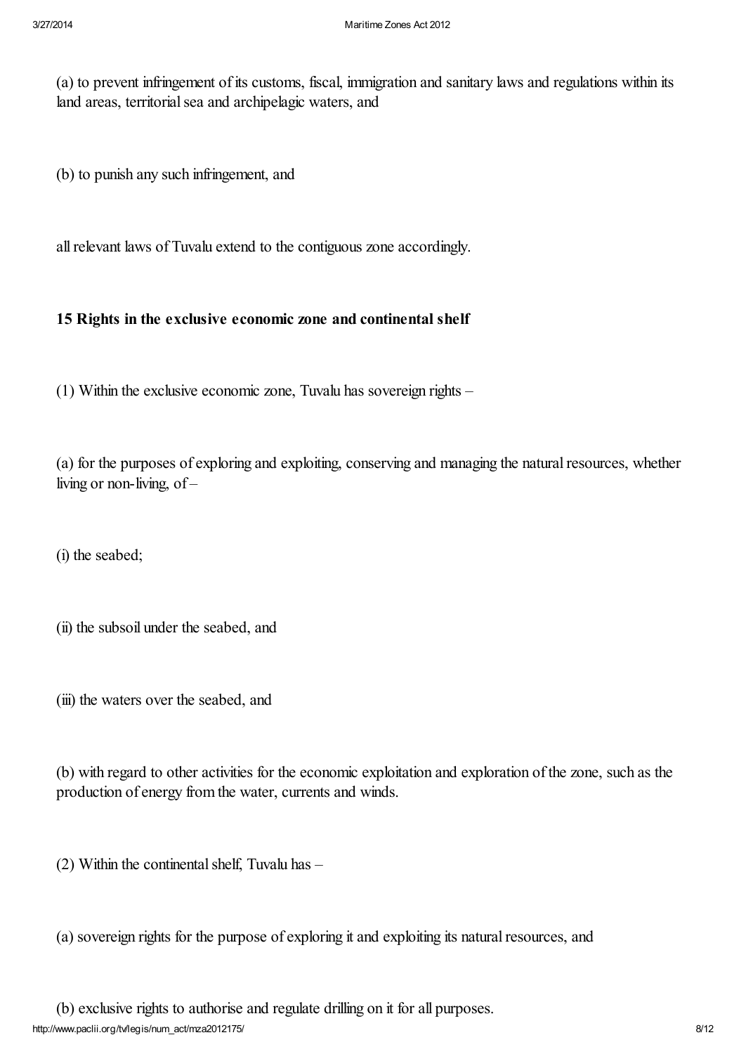(a) to prevent infringement of its customs, fiscal, immigration and sanitary laws and regulations within its land areas, territorial sea and archipelagic waters, and

(b) to punish any such infringement, and

all relevant laws of Tuvalu extend to the contiguous zone accordingly.

### 15 Rights in the exclusive economic zone and continental shelf

(1) Within the exclusive economic zone, Tuvalu has sovereign rights –

(a) for the purposes of exploring and exploiting, conserving and managing the natural resources, whether living or non-living, of –

(i) the seabed;

(ii) the subsoil under the seabed, and

(iii) the waters over the seabed, and

(b) with regard to other activities for the economic exploitation and exploration of the zone, such as the production of energy from the water, currents and winds.

(2) Within the continental shelf, Tuvalu has –

(a) sovereign rights for the purpose of exploring it and exploiting its natural resources, and

(b) exclusive rights to authorise and regulate drilling on it for all purposes.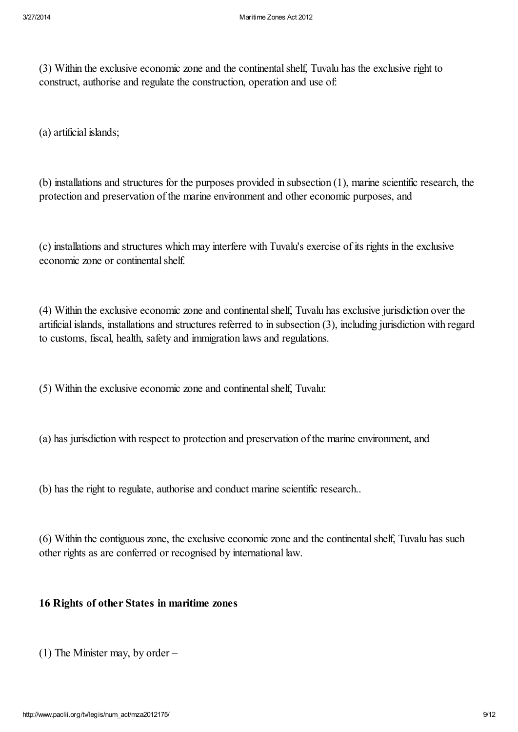(3) Within the exclusive economic zone and the continental shelf, Tuvalu has the exclusive right to construct, authorise and regulate the construction, operation and use of:

(a) artificial islands;

(b) installations and structures for the purposes provided in subsection (1), marine scientific research, the protection and preservation of the marine environment and other economic purposes, and

(c) installations and structures which may interfere with Tuvalu's exercise of its rights in the exclusive economic zone or continental shelf.

(4) Within the exclusive economic zone and continental shelf, Tuvalu has exclusive jurisdiction over the artificial islands, installations and structures referred to in subsection (3), including jurisdiction with regard to customs, fiscal, health, safety and immigration laws and regulations.

(5) Within the exclusive economic zone and continental shelf, Tuvalu:

(a) has jurisdiction with respect to protection and preservation of the marine environment, and

(b) has the right to regulate, authorise and conduct marine scientific research..

(6) Within the contiguous zone, the exclusive economic zone and the continental shelf, Tuvalu has such other rights as are conferred or recognised by international law.

**16 Rights of other States in maritime zones**

(1) The Minister may, by order –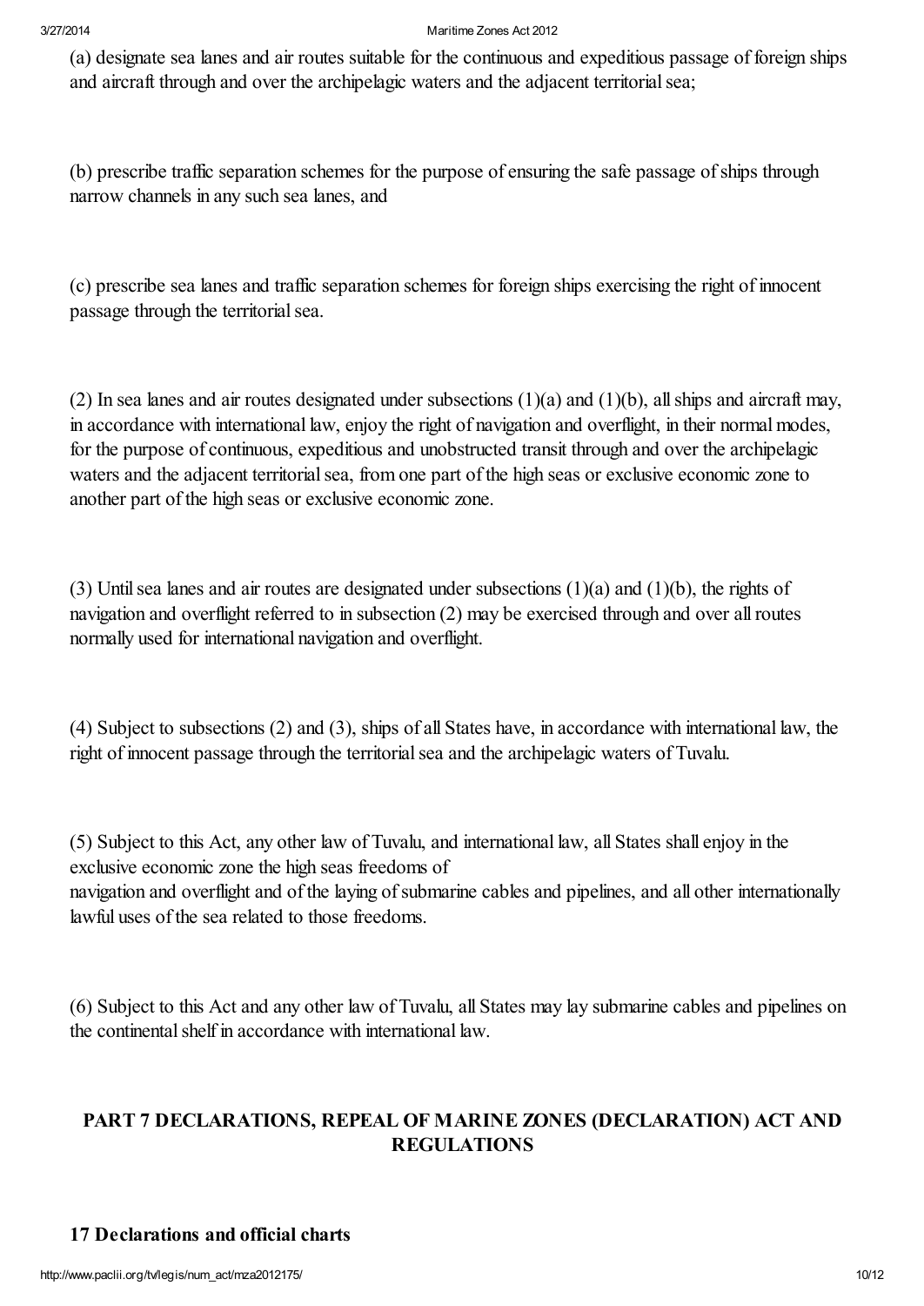(a) designate sea lanes and air routes suitable for the continuous and expeditious passage of foreign ships and aircraft through and over the archipelagic waters and the adjacent territorial sea;

(b) prescribe traffic separation schemes for the purpose of ensuring the safe passage of ships through narrow channels in any such sea lanes, and

(c) prescribe sea lanes and traffic separation schemes for foreign ships exercising the right of innocent passage through the territorial sea.

(2) In sea lanes and air routes designated under subsections (1)(a) and (1)(b), all ships and aircraft may, in accordance with international law, enjoy the right of navigation and overflight, in their normal modes, for the purpose of continuous, expeditious and unobstructed transit through and over the archipelagic waters and the adjacent territorial sea, from one part of the high seas or exclusive economic zone to another part of the high seas or exclusive economic zone.

(3) Until sea lanes and air routes are designated under subsections (1)(a) and (1)(b), the rights of navigation and overflight referred to in subsection (2) may be exercised through and over all routes normally used for international navigation and overflight.

(4) Subject to subsections (2) and (3), ships of all States have, in accordance with international law, the right of innocent passage through the territorial sea and the archipelagic waters of Tuvalu.

(5) Subject to this Act, any other law of Tuvalu, and international law, all States shall enjoy in the exclusive economic zone the high seas freedoms of
navigation and overflight and of the laying of submarine cables and pipelines, and all other internationally lawful uses of the sea related to those freedoms.

(6) Subject to this Act and any other law of Tuvalu, all States may lay submarine cables and pipelines on the continental shelf in accordance with international law.

## PART 7 DECLARATIONS, REPEAL OF MARINE ZONES (DECLARATION) ACT AND REGULATIONS

### 17 Declarations and official charts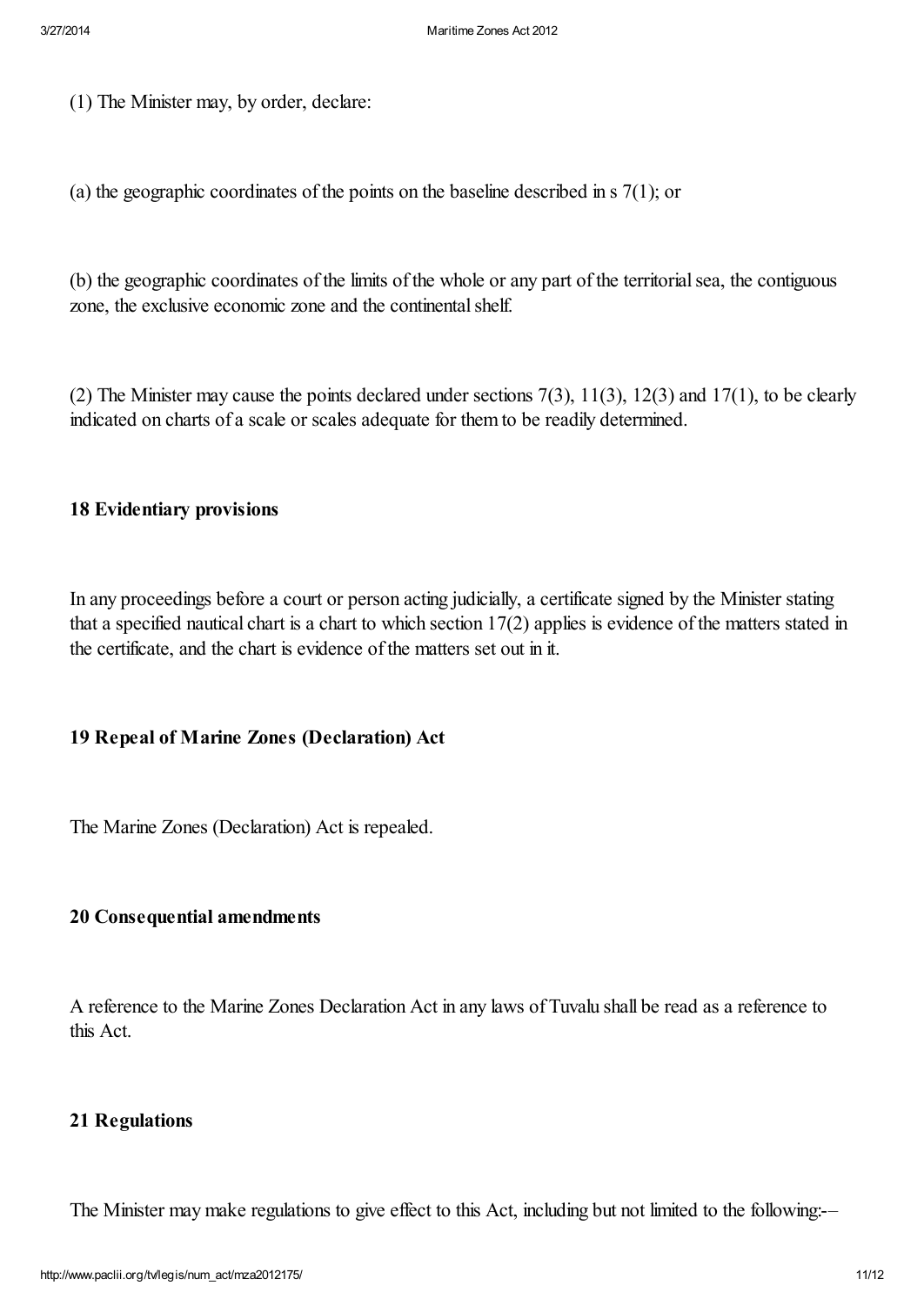(1) The Minister may, by order, declare:

(a) the geographic coordinates of the points on the baseline described in s 7(1); or

(b) the geographic coordinates of the limits of the whole or any part of the territorial sea, the contiguous zone, the exclusive economic zone and the continental shelf.

(2) The Minister may cause the points declared under sections 7(3), 11(3), 12(3) and 17(1), to be clearly indicated on charts of a scale or scales adequate for them to be readily determined.

### 18 Evidentiary provisions

In any proceedings before a court or person acting judicially, a certificate signed by the Minister stating that a specified nautical chart is a chart to which section 17(2) applies is evidence of the matters stated in the certificate, and the chart is evidence of the matters set out in it.

### 19 Repeal of Marine Zones (Declaration) Act

The Marine Zones (Declaration) Act is repealed.

### 20 Consequential amendments

A reference to the Marine Zones Declaration Act in any laws of Tuvalu shall be read as a reference to this Act.

### 21 Regulations

The Minister may make regulations to give effect to this Act, including but not limited to the following:-–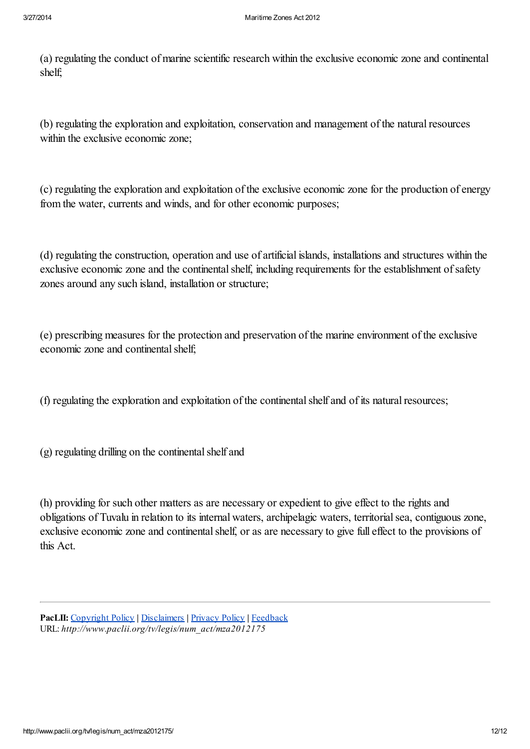(a) regulating the conduct of marine scientific research within the exclusive economic zone and continental shelf;

(b) regulating the exploration and exploitation, conservation and management of the natural resources within the exclusive economic zone;

(c) regulating the exploration and exploitation of the exclusive economic zone for the production of energy from the water, currents and winds, and for other economic purposes;

(d) regulating the construction, operation and use of artificial islands, installations and structures within the exclusive economic zone and the continental shelf, including requirements for the establishment of safety zones around any such island, installation or structure;

(e) prescribing measures for the protection and preservation of the marine environment of the exclusive economic zone and continental shelf;

(f) regulating the exploration and exploitation of the continental shelf and of its natural resources;

(g) regulating drilling on the continental shelf and

(h) providing for such other matters as are necessary or expedient to give effect to the rights and obligations of Tuvalu in relation to its internal waters, archipelagic waters, territorial sea, contiguous zone, exclusive economic zone and continental shelf, or as are necessary to give full effect to the provisions of this Act.

---

**PacLII:** Copyright Policy | Disclaimers | Privacy Policy | Feedback
URL: *http://www.paclii.org/tv/legis/num_act/mza2012175*